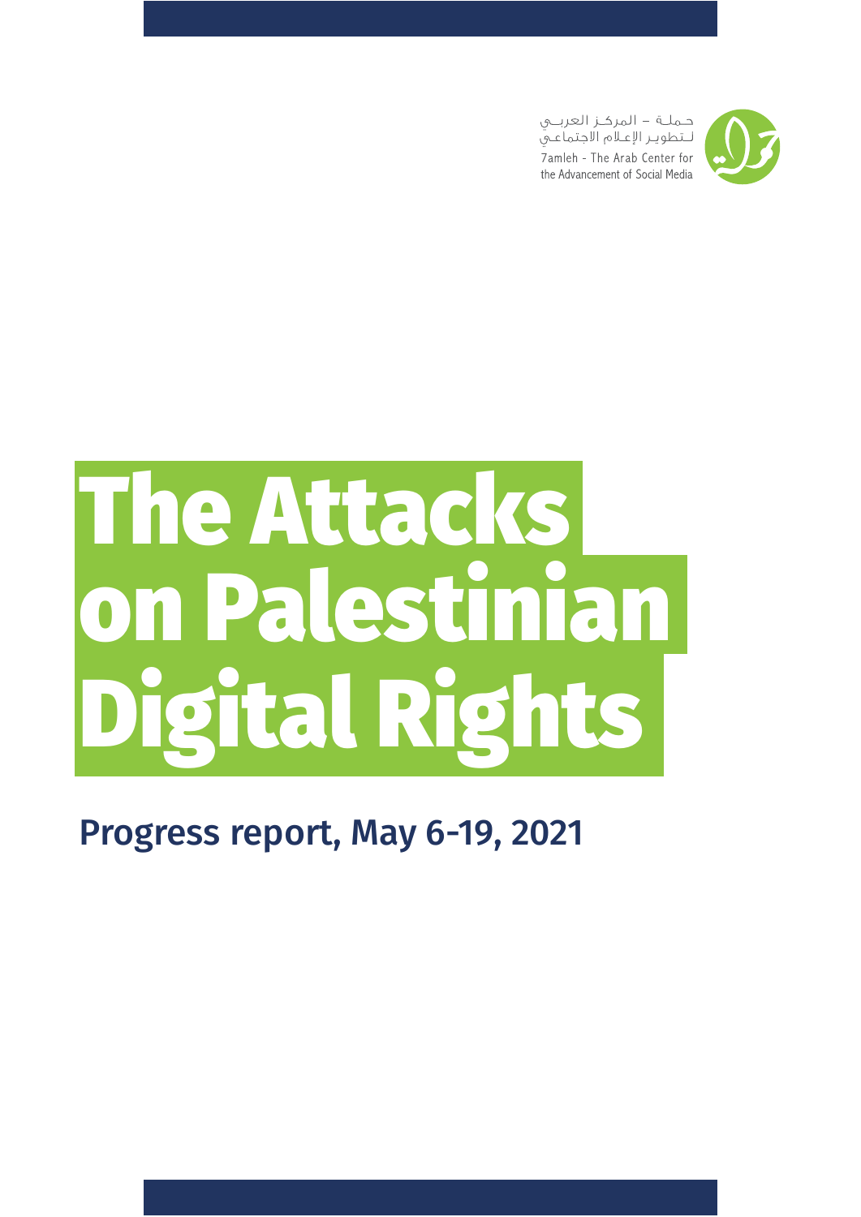حملة – المركز العربي
لتطوير الإعلام الاجتماعي

7amleh - The Arab Center for the Advancement of Social Media

# The Attacks on Palestinian Digital Rights

## Progress report, May 6-19, 2021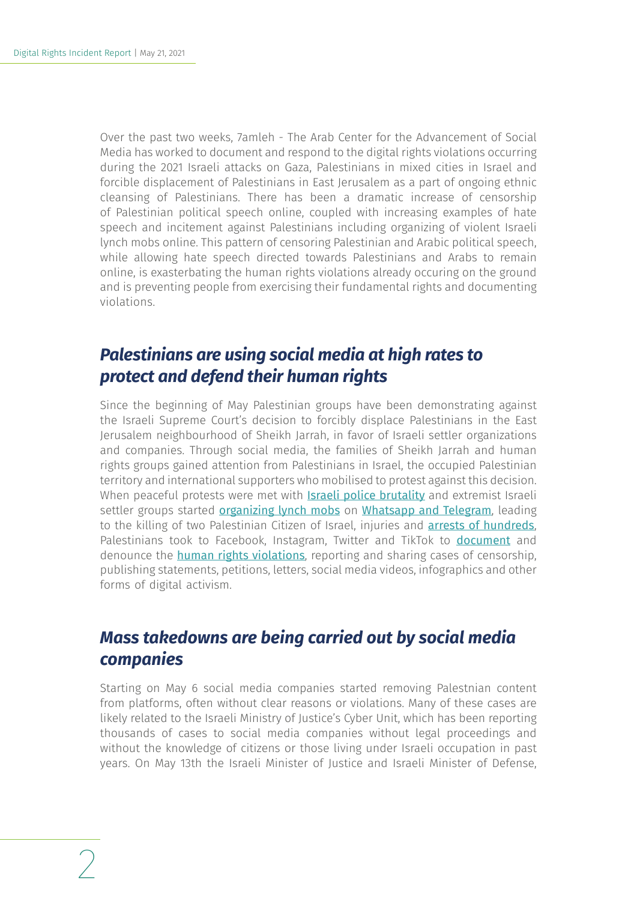Over the past two weeks, 7amleh - The Arab Center for the Advancement of Social Media has worked to document and respond to the digital rights violations occurring during the 2021 Israeli attacks on Gaza, Palestinians in mixed cities in Israel and forcible displacement of Palestinians in East Jerusalem as a part of ongoing ethnic cleansing of Palestinians. There has been a dramatic increase of censorship of Palestinian political speech online, coupled with increasing examples of hate speech and incitement against Palestinians including organizing of violent Israeli lynch mobs online. This pattern of censoring Palestinian and Arabic political speech, while allowing hate speech directed towards Palestinians and Arabs to remain online, is exasterbating the human rights violations already occuring on the ground and is preventing people from exercising their fundamental rights and documenting violations.

## *Palestinians are using social media at high rates to protect and defend their human rights*

Since the beginning of May Palestinian groups have been demonstrating against the Israeli Supreme Court's decision to forcibly displace Palestinians in the East Jerusalem neighbourhood of Sheikh Jarrah, in favor of Israeli settler organizations and companies. Through social media, the families of Sheikh Jarrah and human rights groups gained attention from Palestinians in Israel, the occupied Palestinian territory and international supporters who mobilised to protest against this decision. When peaceful protests were met with Israeli police brutality and extremist Israeli settler groups started organizing lynch mobs on Whatsapp and Telegram, leading to the killing of two Palestinian Citizen of Israel, injuries and arrests of hundreds, Palestinians took to Facebook, Instagram, Twitter and TikTok to document and denounce the human rights violations, reporting and sharing cases of censorship, publishing statements, petitions, letters, social media videos, infographics and other forms of digital activism.

## *Mass takedowns are being carried out by social media companies*

Starting on May 6 social media companies started removing Palestnian content from platforms, often without clear reasons or violations. Many of these cases are likely related to the Israeli Ministry of Justice's Cyber Unit, which has been reporting thousands of cases to social media companies without legal proceedings and without the knowledge of citizens or those living under Israeli occupation in past years. On May 13th the Israeli Minister of Justice and Israeli Minister of Defense,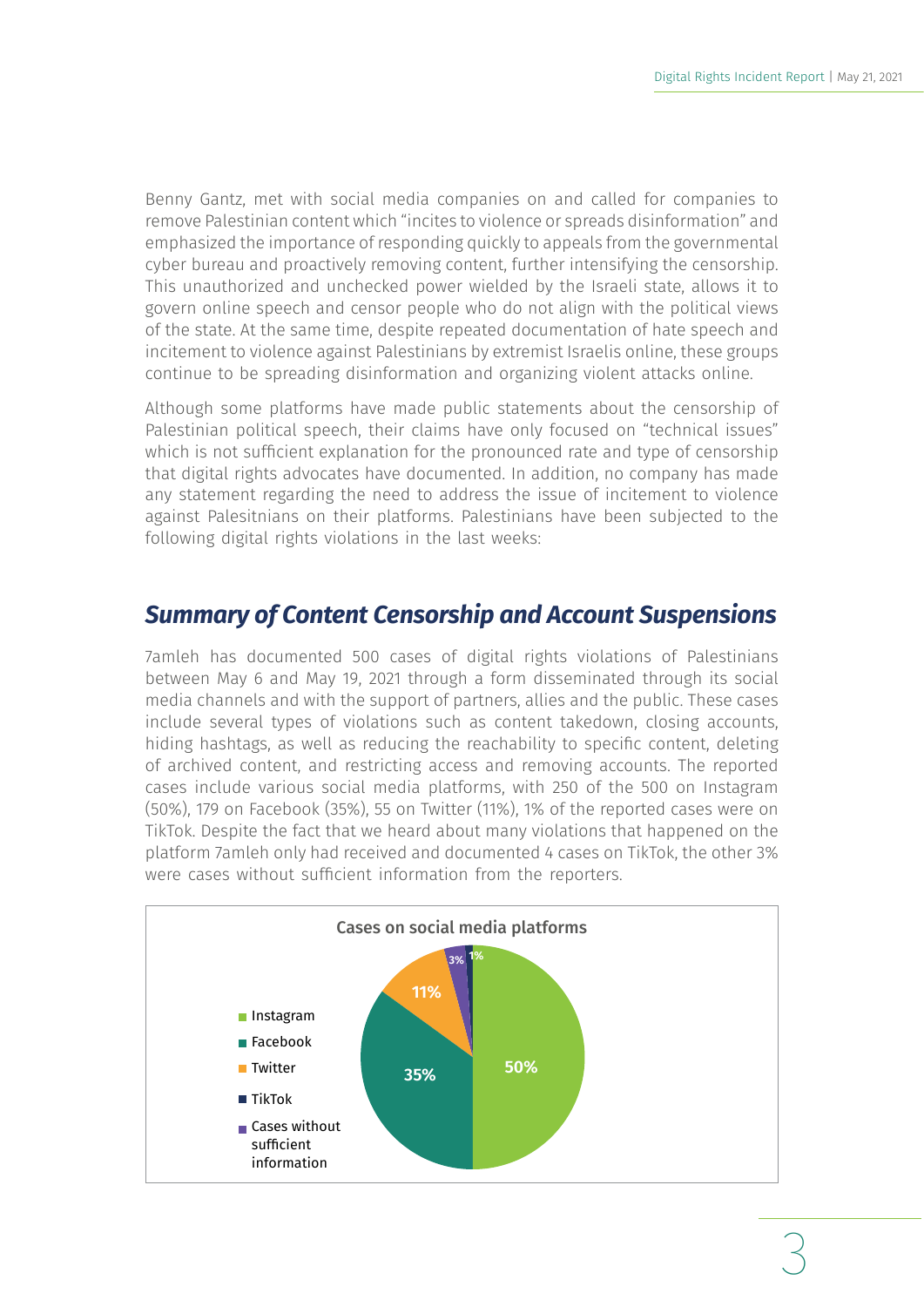Benny Gantz, met with social media companies on and called for companies to remove Palestinian content which "incites to violence or spreads disinformation" and emphasized the importance of responding quickly to appeals from the governmental cyber bureau and proactively removing content, further intensifying the censorship. This unauthorized and unchecked power wielded by the Israeli state, allows it to govern online speech and censor people who do not align with the political views of the state. At the same time, despite repeated documentation of hate speech and incitement to violence against Palestinians by extremist Israelis online, these groups continue to be spreading disinformation and organizing violent attacks online.

Although some platforms have made public statements about the censorship of Palestinian political speech, their claims have only focused on "technical issues" which is not sufficient explanation for the pronounced rate and type of censorship that digital rights advocates have documented. In addition, no company has made any statement regarding the need to address the issue of incitement to violence against Palesitnians on their platforms. Palestinians have been subjected to the following digital rights violations in the last weeks:

## *Summary of Content Censorship and Account Suspensions*

7amleh has documented 500 cases of digital rights violations of Palestinians between May 6 and May 19, 2021 through a form disseminated through its social media channels and with the support of partners, allies and the public. These cases include several types of violations such as content takedown, closing accounts, hiding hashtags, as well as reducing the reachability to specific content, deleting of archived content, and restricting access and removing accounts. The reported cases include various social media platforms, with 250 of the 500 on Instagram (50%), 179 on Facebook (35%), 55 on Twitter (11%), 1% of the reported cases were on TikTok. Despite the fact that we heard about many violations that happened on the platform 7amleh only had received and documented 4 cases on TikTok, the other 3% were cases without sufficient information from the reporters.

**Cases on social media platforms**

| Platform | Share |
| --- | --- |
| Instagram | 50% |
| Facebook | 35% |
| Twitter | 11% |
| TikTok | 1% |
| Cases without sufficient information | 3% |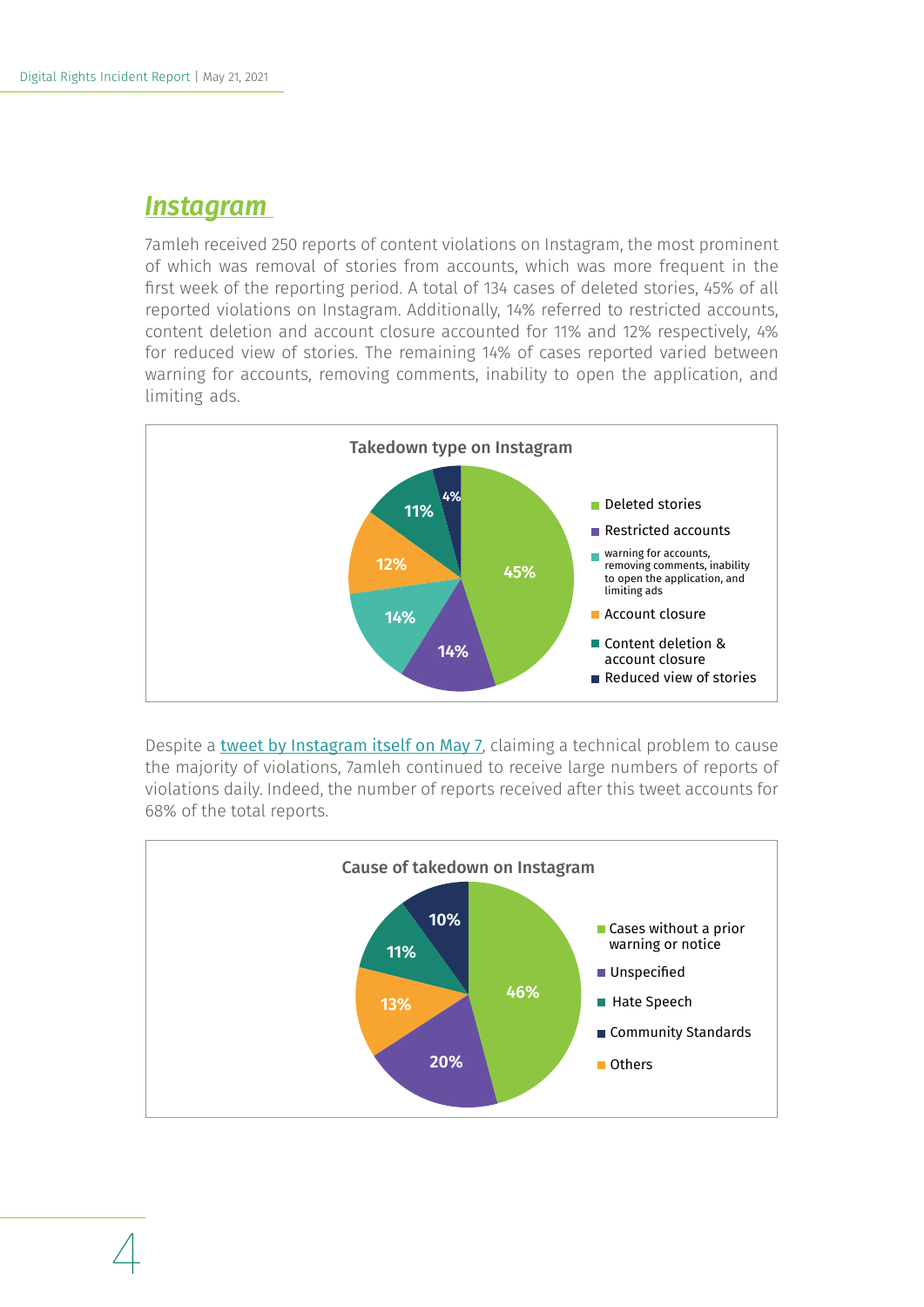## Instagram

7amleh received 250 reports of content violations on Instagram, the most prominent of which was removal of stories from accounts, which was more frequent in the first week of the reporting period. A total of 134 cases of deleted stories, 45% of all reported violations on Instagram. Additionally, 14% referred to restricted accounts, content deletion and account closure accounted for 11% and 12% respectively, 4% for reduced view of stories. The remaining 14% of cases reported varied between warning for accounts, removing comments, inability to open the application, and limiting ads.

**Takedown type on Instagram**

| Takedown type | Percentage |
|---|---|
| Deleted stories | 45% |
| Restricted accounts | 14% |
| warning for accounts, removing comments, inability to open the application, and limiting ads | 14% |
| Account closure | 12% |
| Content deletion & account closure | 11% |
| Reduced view of stories | 4% |

Despite a [tweet by Instagram itself on May 7](), claiming a technical problem to cause the majority of violations, 7amleh continued to receive large numbers of reports of violations daily. Indeed, the number of reports received after this tweet accounts for 68% of the total reports.

**Cause of takedown on Instagram**

| Cause | Percentage |
|---|---|
| Cases without a prior warning or notice | 46% |
| Unspecified | 20% |
| Others | 13% |
| Hate Speech | 11% |
| Community Standards | 10% |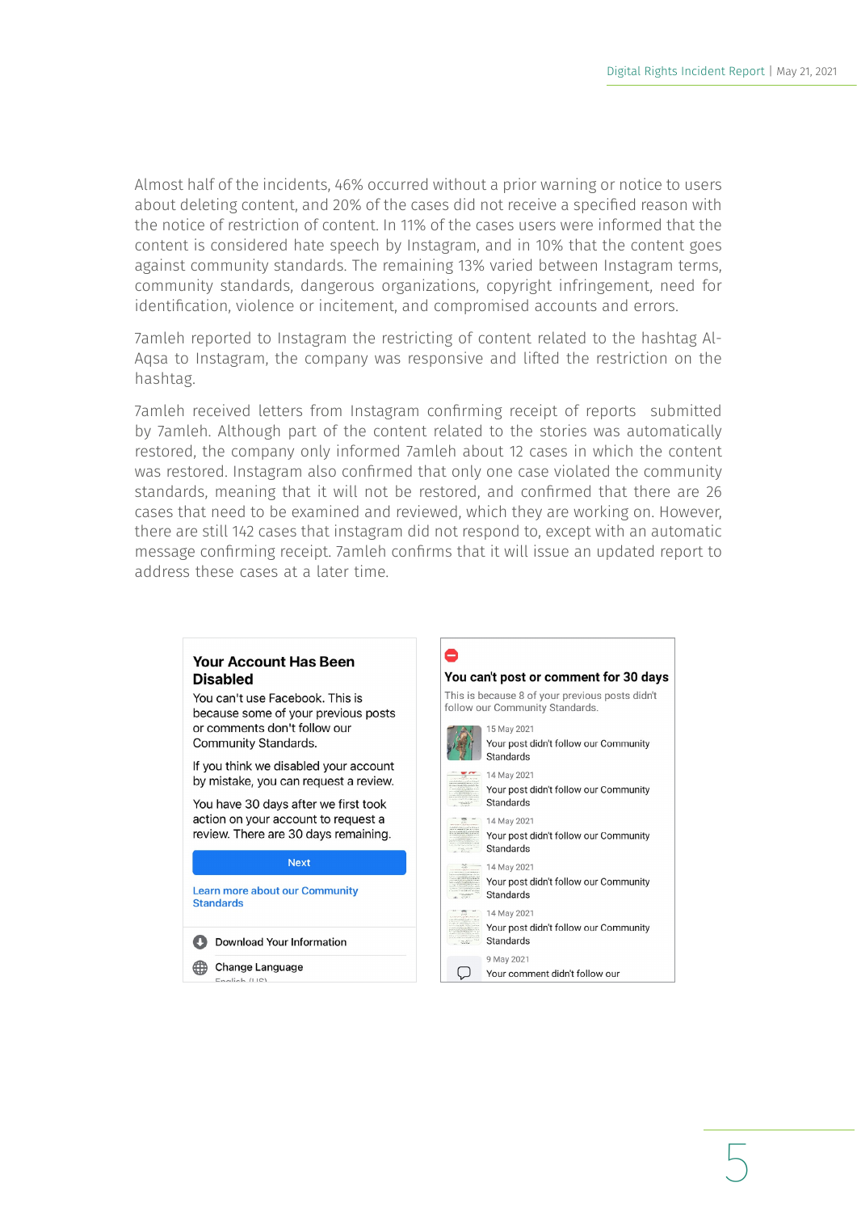Almost half of the incidents, 46% occurred without a prior warning or notice to users about deleting content, and 20% of the cases did not receive a specified reason with the notice of restriction of content. In 11% of the cases users were informed that the content is considered hate speech by Instagram, and in 10% that the content goes against community standards. The remaining 13% varied between Instagram terms, community standards, dangerous organizations, copyright infringement, need for identification, violence or incitement, and compromised accounts and errors.

7amleh reported to Instagram the restricting of content related to the hashtag Al-Aqsa to Instagram, the company was responsive and lifted the restriction on the hashtag.

7amleh received letters from Instagram confirming receipt of reports submitted by 7amleh. Although part of the content related to the stories was automatically restored, the company only informed 7amleh about 12 cases in which the content was restored. Instagram also confirmed that only one case violated the community standards, meaning that it will not be restored, and confirmed that there are 26 cases that need to be examined and reviewed, which they are working on. However, there are still 142 cases that instagram did not respond to, except with an automatic message confirming receipt. 7amleh confirms that it will issue an updated report to address these cases at a later time.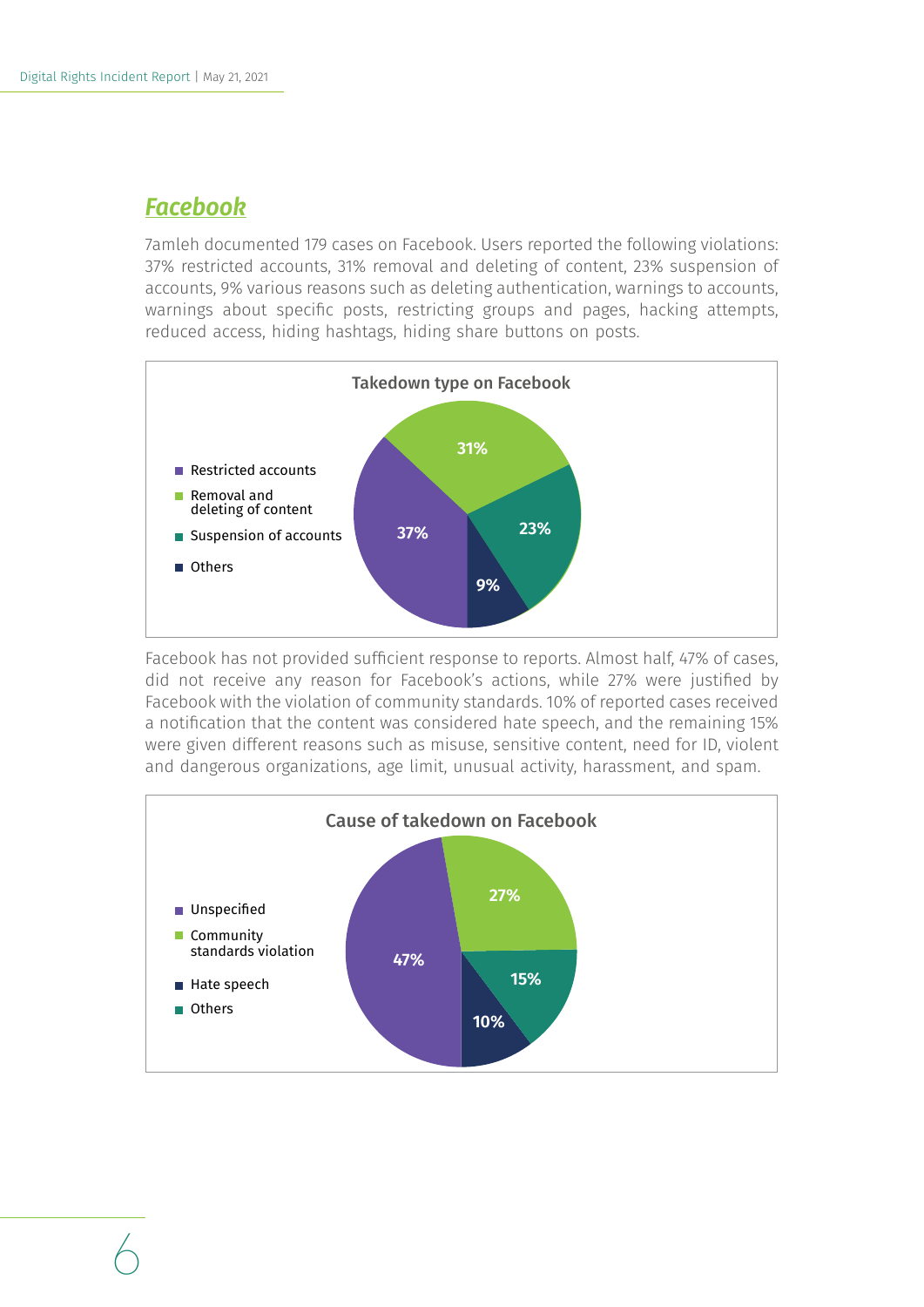## Facebook

7amleh documented 179 cases on Facebook. Users reported the following violations: 37% restricted accounts, 31% removal and deleting of content, 23% suspension of accounts, 9% various reasons such as deleting authentication, warnings to accounts, warnings about specific posts, restricting groups and pages, hacking attempts, reduced access, hiding hashtags, hiding share buttons on posts.

**Takedown type on Facebook**

| Takedown type | Percentage |
|---|---|
| Restricted accounts | 37% |
| Removal and deleting of content | 31% |
| Suspension of accounts | 23% |
| Others | 9% |

Facebook has not provided sufficient response to reports. Almost half, 47% of cases, did not receive any reason for Facebook's actions, while 27% were justified by Facebook with the violation of community standards. 10% of reported cases received a notification that the content was considered hate speech, and the remaining 15% were given different reasons such as misuse, sensitive content, need for ID, violent and dangerous organizations, age limit, unusual activity, harassment, and spam.

**Cause of takedown on Facebook**

| Cause | Percentage |
|---|---|
| Unspecified | 47% |
| Community standards violation | 27% |
| Hate speech | 10% |
| Others | 15% |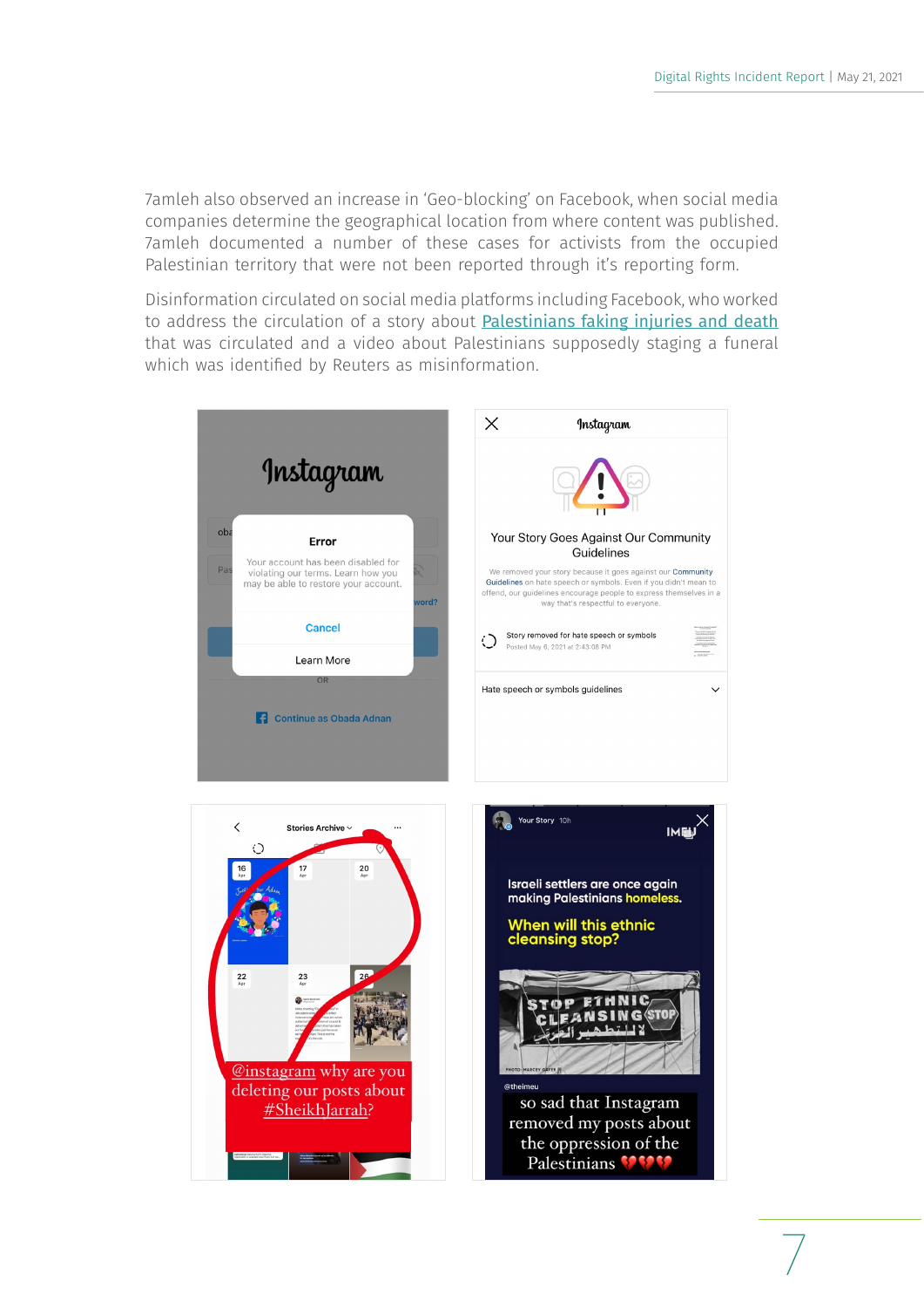7amleh also observed an increase in 'Geo-blocking' on Facebook, when social media companies determine the geographical location from where content was published. 7amleh documented a number of these cases for activists from the occupied Palestinian territory that were not been reported through it's reporting form.

Disinformation circulated on social media platforms including Facebook, who worked to address the circulation of a story about Palestinians faking injuries and death that was circulated and a video about Palestinians supposedly staging a funeral which was identified by Reuters as misinformation.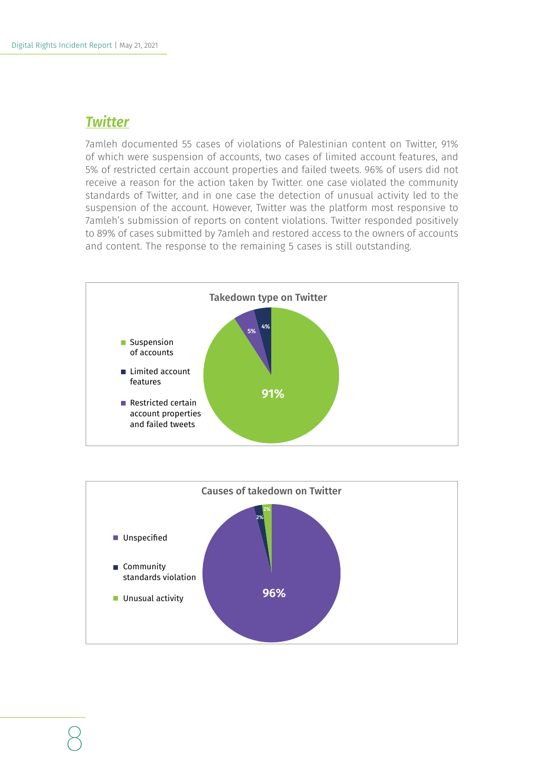## *Twitter*

7amleh documented 55 cases of violations of Palestinian content on Twitter, 91% of which were suspension of accounts, two cases of limited account features, and 5% of restricted certain account properties and failed tweets. 96% of users did not receive a reason for the action taken by Twitter. one case violated the community standards of Twitter, and in one case the detection of unusual activity led to the suspension of the account. However, Twitter was the platform most responsive to 7amleh's submission of reports on content violations. Twitter responded positively to 89% of cases submitted by 7amleh and restored access to the owners of accounts and content. The response to the remaining 5 cases is still outstanding.

**Takedown type on Twitter**

- Suspension of accounts: 91%
- Limited account features: 4%
- Restricted certain account properties and failed tweets: 5%

**Causes of takedown on Twitter**

- Unspecified: 96%
- Community standards violation: 2%
- Unusual activity: 2%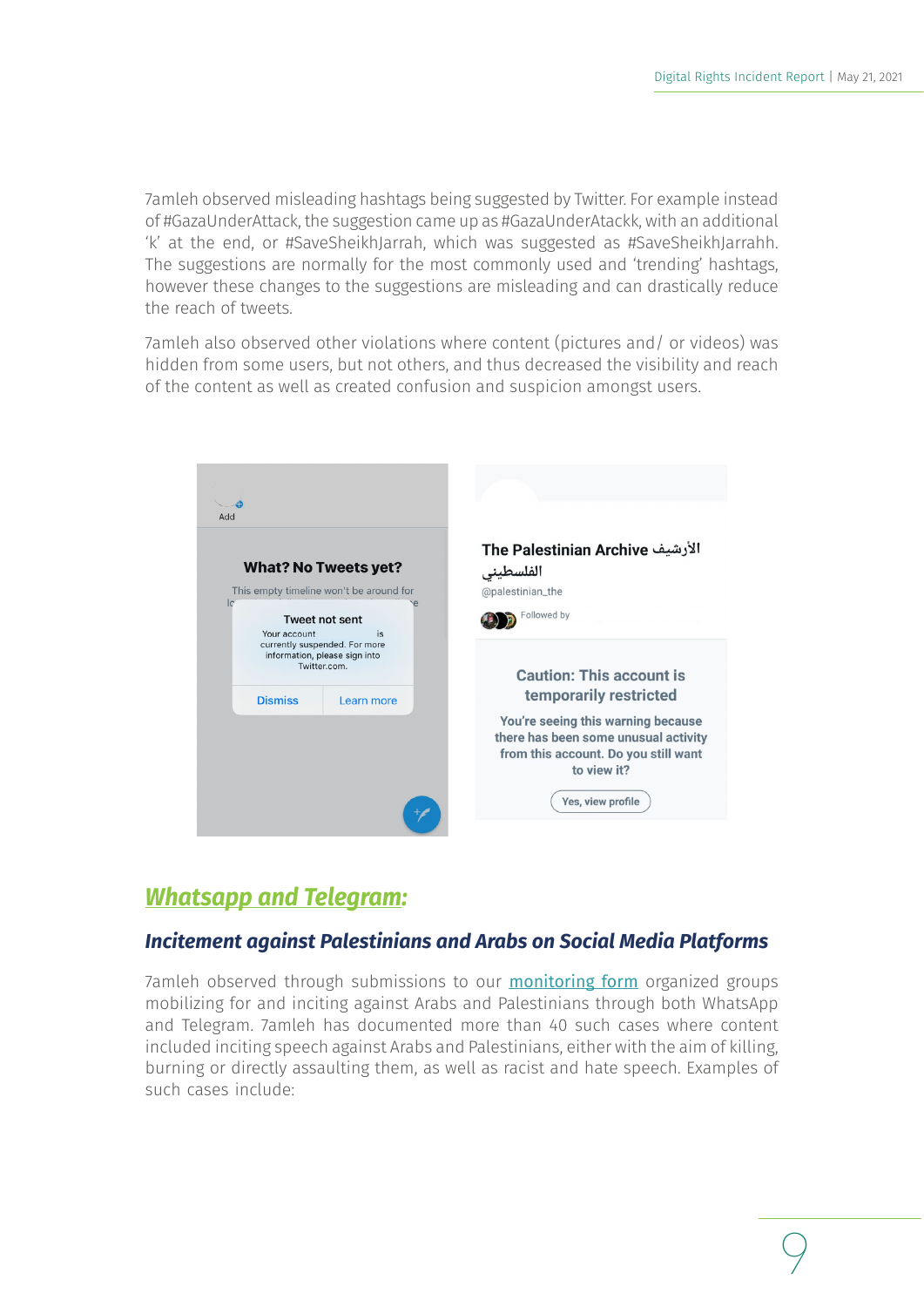7amleh observed misleading hashtags being suggested by Twitter. For example instead of #GazaUnderAttack, the suggestion came up as #GazaUnderAtackk, with an additional 'k' at the end, or #SaveSheikhJarrah, which was suggested as #SaveSheikhJarrahh. The suggestions are normally for the most commonly used and 'trending' hashtags, however these changes to the suggestions are misleading and can drastically reduce the reach of tweets.

7amleh also observed other violations where content (pictures and/ or videos) was hidden from some users, but not others, and thus decreased the visibility and reach of the content as well as created confusion and suspicion amongst users.

## Whatsapp and Telegram:

### Incitement against Palestinians and Arabs on Social Media Platforms

7amleh observed through submissions to our [monitoring form] organized groups mobilizing for and inciting against Arabs and Palestinians through both WhatsApp and Telegram. 7amleh has documented more than 40 such cases where content included inciting speech against Arabs and Palestinians, either with the aim of killing, burning or directly assaulting them, as well as racist and hate speech. Examples of such cases include: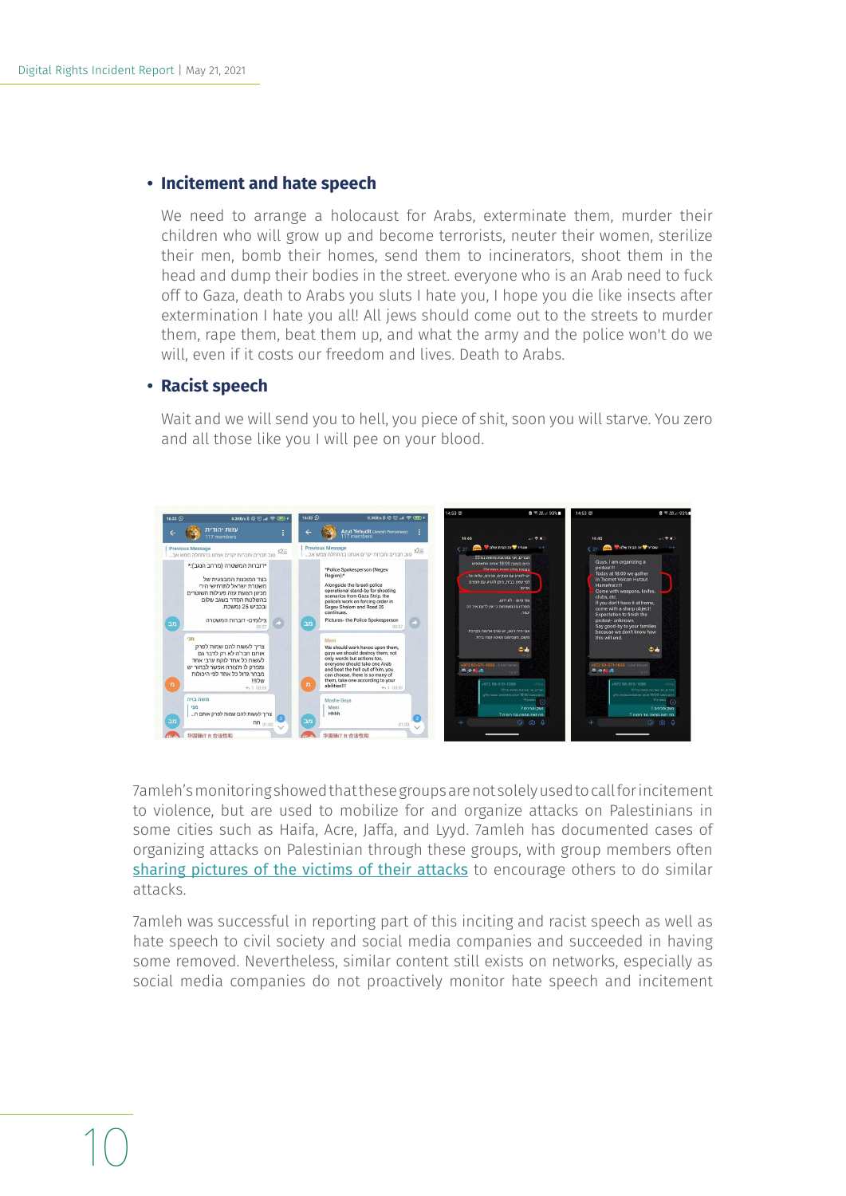- **Incitement and hate speech**

  We need to arrange a holocaust for Arabs, exterminate them, murder their children who will grow up and become terrorists, neuter their women, sterilize their men, bomb their homes, send them to incinerators, shoot them in the head and dump their bodies in the street. everyone who is an Arab need to fuck off to Gaza, death to Arabs you sluts I hate you, I hope you die like insects after extermination I hate you all! All jews should come out to the streets to murder them, rape them, beat them up, and what the army and the police won't do we will, even if it costs our freedom and lives. Death to Arabs.

- **Racist speech**

  Wait and we will send you to hell, you piece of shit, soon you will starve. You zero and all those like you I will pee on your blood.

7amleh's monitoring showed that these groups are not solely used to call for incitement to violence, but are used to mobilize for and organize attacks on Palestinians in some cities such as Haifa, Acre, Jaffa, and Lyyd. 7amleh has documented cases of organizing attacks on Palestinian through these groups, with group members often sharing pictures of the victims of their attacks to encourage others to do similar attacks.

7amleh was successful in reporting part of this inciting and racist speech as well as hate speech to civil society and social media companies and succeeded in having some removed. Nevertheless, similar content still exists on networks, especially as social media companies do not proactively monitor hate speech and incitement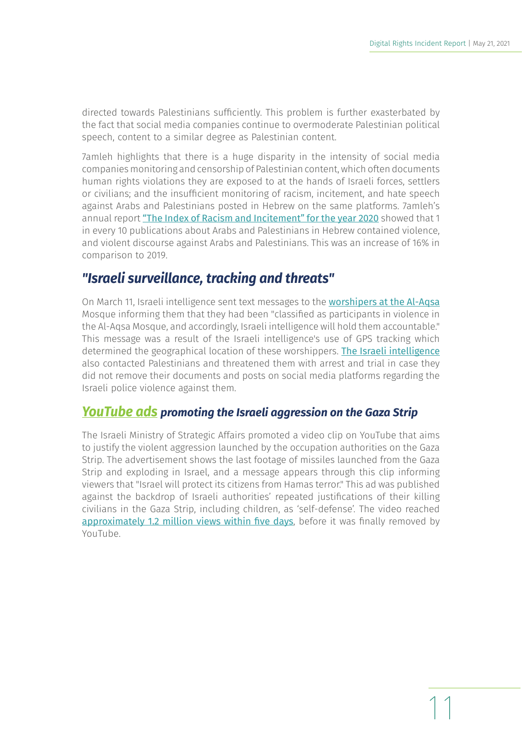directed towards Palestinians sufficiently. This problem is further exasterbated by the fact that social media companies continue to overmoderate Palestinian political speech, content to a similar degree as Palestinian content.

7amleh highlights that there is a huge disparity in the intensity of social media companies monitoring and censorship of Palestinian content, which often documents human rights violations they are exposed to at the hands of Israeli forces, settlers or civilians; and the insufficient monitoring of racism, incitement, and hate speech against Arabs and Palestinians posted in Hebrew on the same platforms. 7amleh's annual report "The Index of Racism and Incitement" for the year 2020 showed that 1 in every 10 publications about Arabs and Palestinians in Hebrew contained violence, and violent discourse against Arabs and Palestinians. This was an increase of 16% in comparison to 2019.

## *"Israeli surveillance, tracking and threats"*

On March 11, Israeli intelligence sent text messages to the worshipers at the Al-Aqsa Mosque informing them that they had been "classified as participants in violence in the Al-Aqsa Mosque, and accordingly, Israeli intelligence will hold them accountable." This message was a result of the Israeli intelligence's use of GPS tracking which determined the geographical location of these worshippers. The Israeli intelligence also contacted Palestinians and threatened them with arrest and trial in case they did not remove their documents and posts on social media platforms regarding the Israeli police violence against them.

## *YouTube ads promoting the Israeli aggression on the Gaza Strip*

The Israeli Ministry of Strategic Affairs promoted a video clip on YouTube that aims to justify the violent aggression launched by the occupation authorities on the Gaza Strip. The advertisement shows the last footage of missiles launched from the Gaza Strip and exploding in Israel, and a message appears through this clip informing viewers that "Israel will protect its citizens from Hamas terror." This ad was published against the backdrop of Israeli authorities' repeated justifications of their killing civilians in the Gaza Strip, including children, as 'self-defense'. The video reached approximately 1.2 million views within five days, before it was finally removed by YouTube.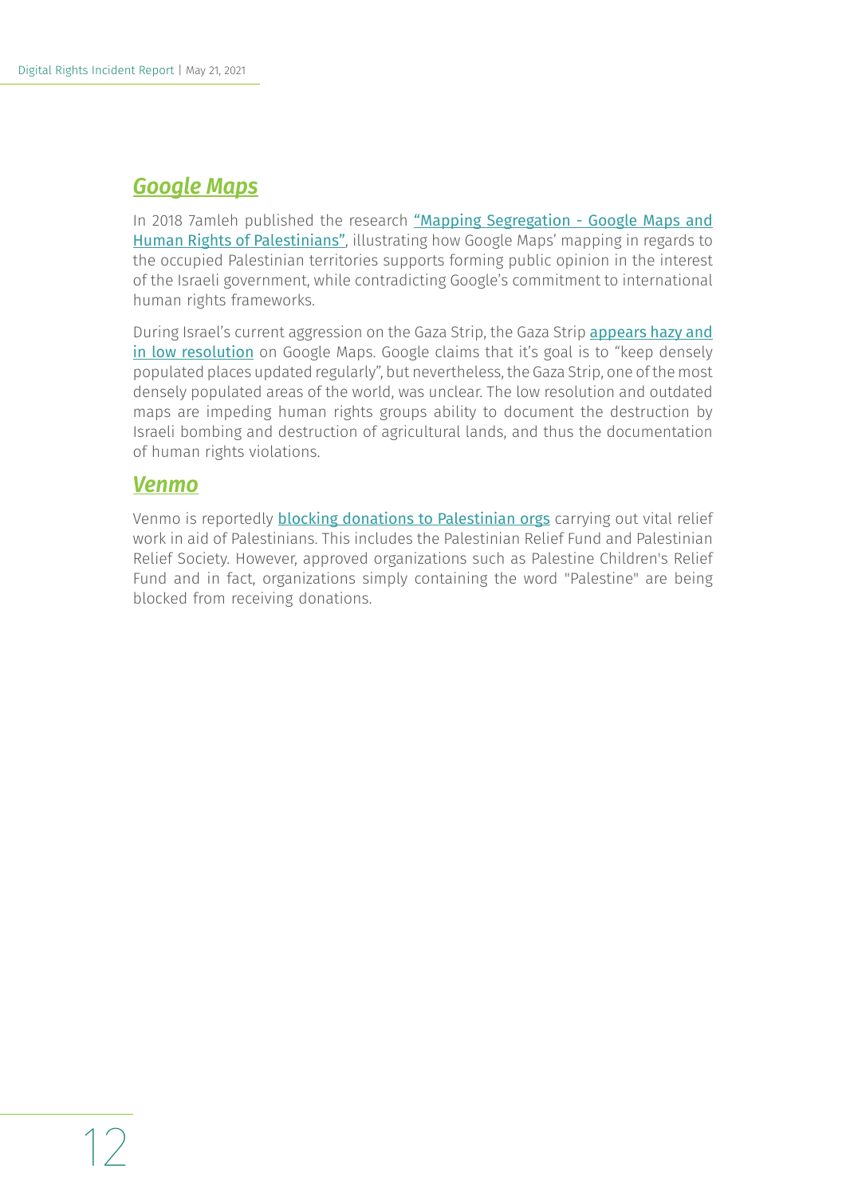## *Google Maps*

In 2018 7amleh published the research "Mapping Segregation - Google Maps and Human Rights of Palestinians", illustrating how Google Maps' mapping in regards to the occupied Palestinian territories supports forming public opinion in the interest of the Israeli government, while contradicting Google's commitment to international human rights frameworks.

During Israel's current aggression on the Gaza Strip, the Gaza Strip appears hazy and in low resolution on Google Maps. Google claims that it's goal is to "keep densely populated places updated regularly", but nevertheless, the Gaza Strip, one of the most densely populated areas of the world, was unclear. The low resolution and outdated maps are impeding human rights groups ability to document the destruction by Israeli bombing and destruction of agricultural lands, and thus the documentation of human rights violations.

## *Venmo*

Venmo is reportedly blocking donations to Palestinian orgs carrying out vital relief work in aid of Palestinians. This includes the Palestinian Relief Fund and Palestinian Relief Society. However, approved organizations such as Palestine Children's Relief Fund and in fact, organizations simply containing the word "Palestine" are being blocked from receiving donations.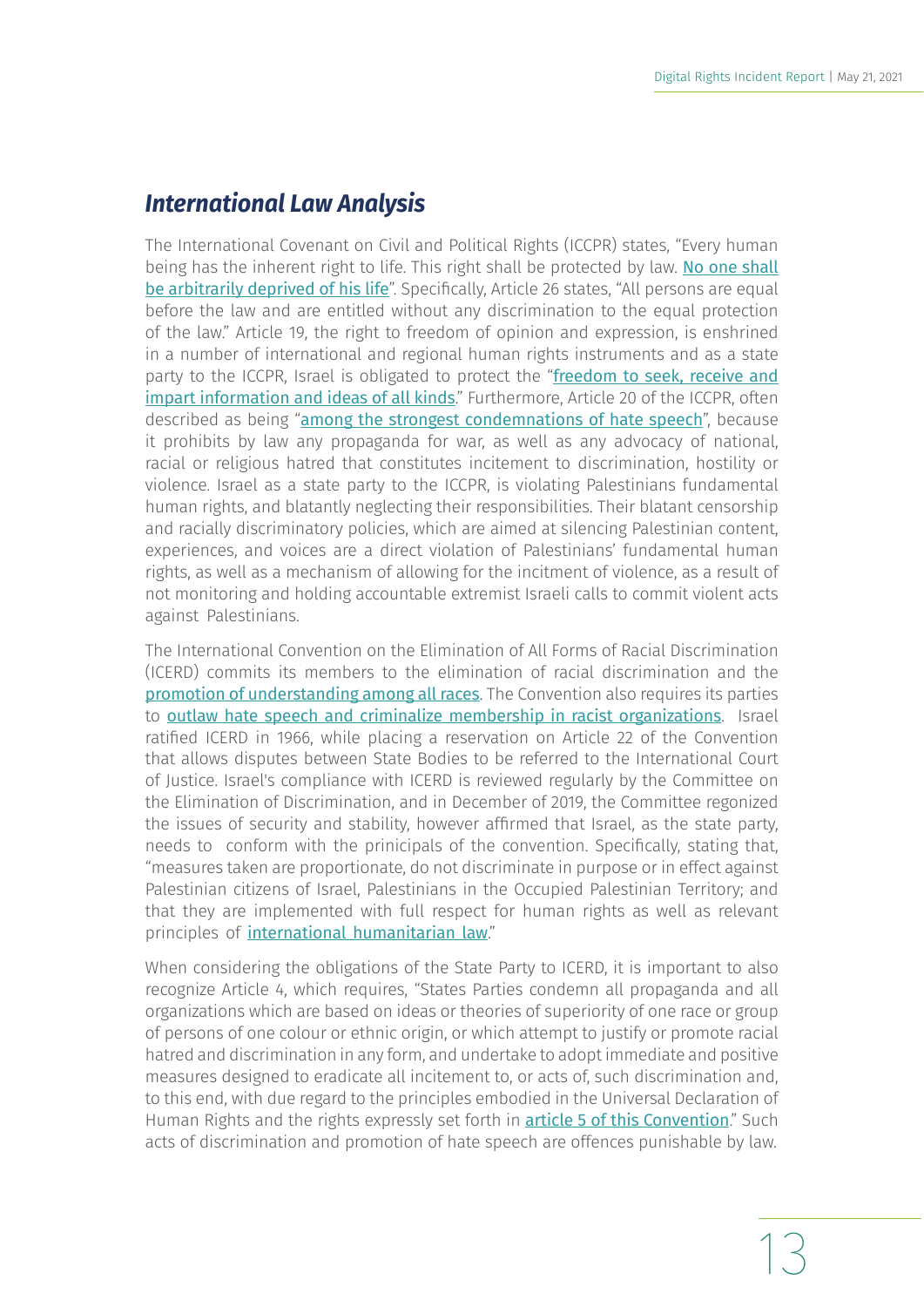## *International Law Analysis*

The International Covenant on Civil and Political Rights (ICCPR) states, "Every human being has the inherent right to life. This right shall be protected by law. No one shall be arbitrarily deprived of his life". Specifically, Article 26 states, "All persons are equal before the law and are entitled without any discrimination to the equal protection of the law." Article 19, the right to freedom of opinion and expression, is enshrined in a number of international and regional human rights instruments and as a state party to the ICCPR, Israel is obligated to protect the "freedom to seek, receive and impart information and ideas of all kinds." Furthermore, Article 20 of the ICCPR, often described as being "among the strongest condemnations of hate speech", because it prohibits by law any propaganda for war, as well as any advocacy of national, racial or religious hatred that constitutes incitement to discrimination, hostility or violence. Israel as a state party to the ICCPR, is violating Palestinians fundamental human rights, and blatantly neglecting their responsibilities. Their blatant censorship and racially discriminatory policies, which are aimed at silencing Palestinian content, experiences, and voices are a direct violation of Palestinians' fundamental human rights, as well as a mechanism of allowing for the incitment of violence, as a result of not monitoring and holding accountable extremist Israeli calls to commit violent acts against Palestinians.

The International Convention on the Elimination of All Forms of Racial Discrimination (ICERD) commits its members to the elimination of racial discrimination and the promotion of understanding among all races. The Convention also requires its parties to outlaw hate speech and criminalize membership in racist organizations. Israel ratified ICERD in 1966, while placing a reservation on Article 22 of the Convention that allows disputes between State Bodies to be referred to the International Court of Justice. Israel's compliance with ICERD is reviewed regularly by the Committee on the Elimination of Discrimination, and in December of 2019, the Committee regonized the issues of security and stability, however affirmed that Israel, as the state party, needs to conform with the prinicipals of the convention. Specifically, stating that, "measures taken are proportionate, do not discriminate in purpose or in effect against Palestinian citizens of Israel, Palestinians in the Occupied Palestinian Territory; and that they are implemented with full respect for human rights as well as relevant principles of international humanitarian law."

When considering the obligations of the State Party to ICERD, it is important to also recognize Article 4, which requires, "States Parties condemn all propaganda and all organizations which are based on ideas or theories of superiority of one race or group of persons of one colour or ethnic origin, or which attempt to justify or promote racial hatred and discrimination in any form, and undertake to adopt immediate and positive measures designed to eradicate all incitement to, or acts of, such discrimination and, to this end, with due regard to the principles embodied in the Universal Declaration of Human Rights and the rights expressly set forth in article 5 of this Convention." Such acts of discrimination and promotion of hate speech are offences punishable by law.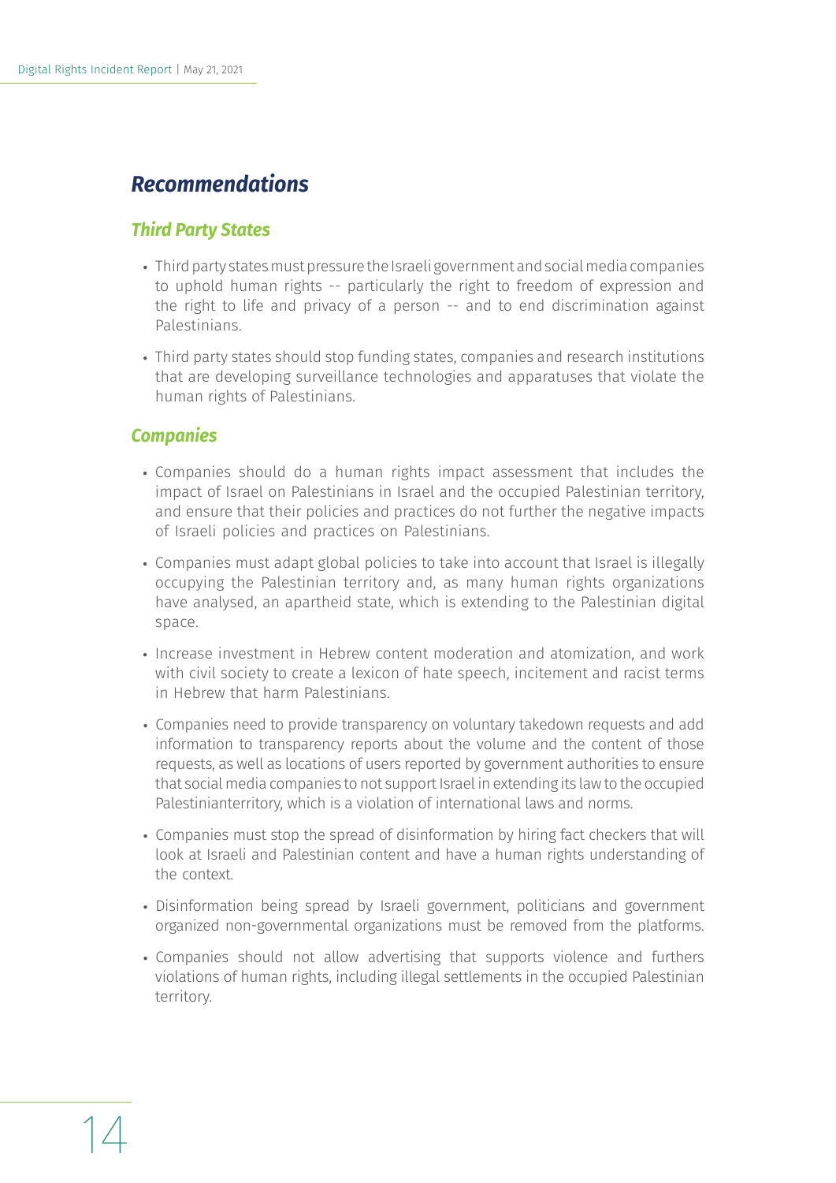## *Recommendations*

### *Third Party States*

- Third party states must pressure the Israeli government and social media companies to uphold human rights -- particularly the right to freedom of expression and the right to life and privacy of a person -- and to end discrimination against Palestinians.
- Third party states should stop funding states, companies and research institutions that are developing surveillance technologies and apparatuses that violate the human rights of Palestinians.

### *Companies*

- Companies should do a human rights impact assessment that includes the impact of Israel on Palestinians in Israel and the occupied Palestinian territory, and ensure that their policies and practices do not further the negative impacts of Israeli policies and practices on Palestinians.
- Companies must adapt global policies to take into account that Israel is illegally occupying the Palestinian territory and, as many human rights organizations have analysed, an apartheid state, which is extending to the Palestinian digital space.
- Increase investment in Hebrew content moderation and atomization, and work with civil society to create a lexicon of hate speech, incitement and racist terms in Hebrew that harm Palestinians.
- Companies need to provide transparency on voluntary takedown requests and add information to transparency reports about the volume and the content of those requests, as well as locations of users reported by government authorities to ensure that social media companies to not support Israel in extending its law to the occupied Palestinianterritory, which is a violation of international laws and norms.
- Companies must stop the spread of disinformation by hiring fact checkers that will look at Israeli and Palestinian content and have a human rights understanding of the context.
- Disinformation being spread by Israeli government, politicians and government organized non-governmental organizations must be removed from the platforms.
- Companies should not allow advertising that supports violence and furthers violations of human rights, including illegal settlements in the occupied Palestinian territory.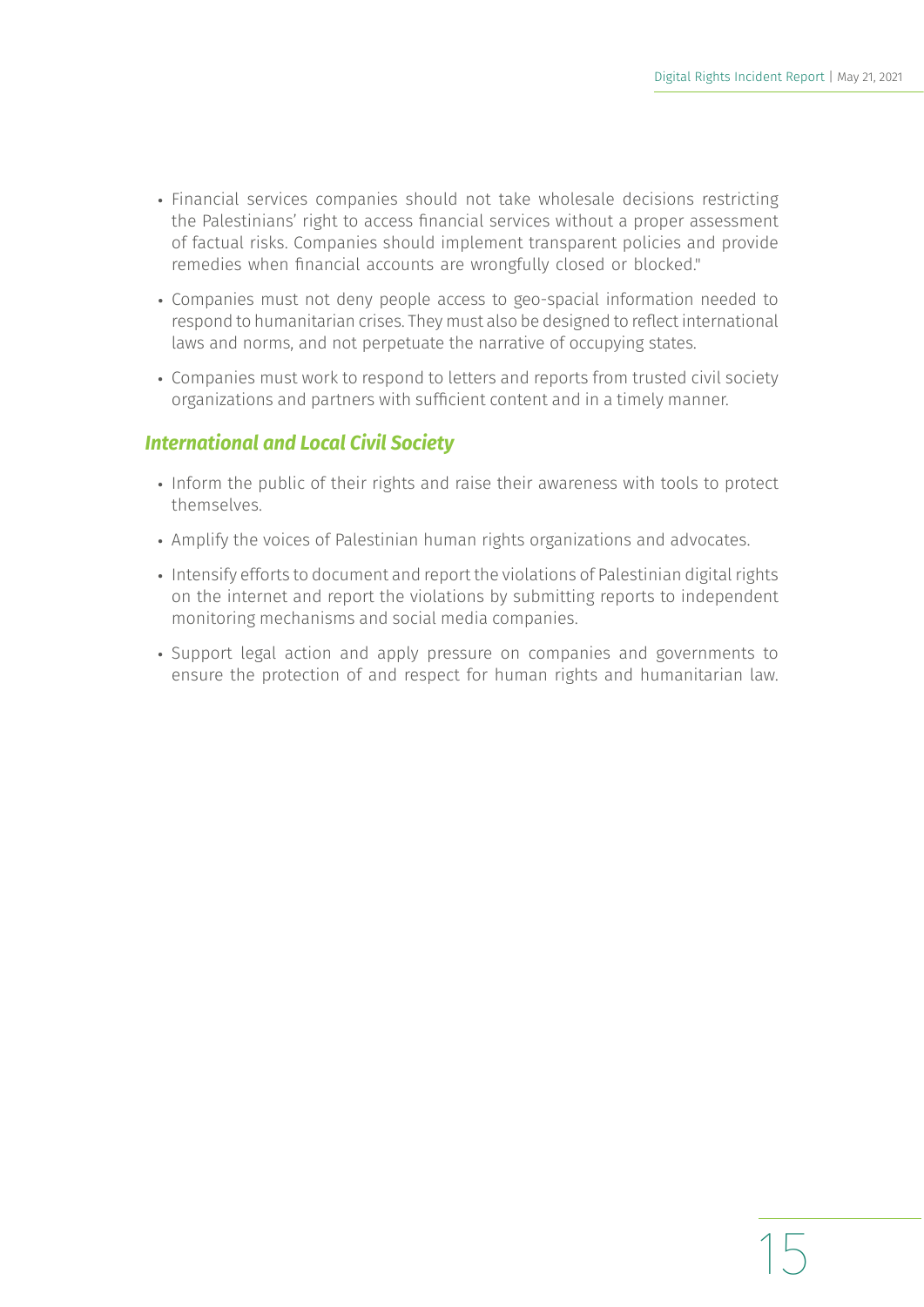- Financial services companies should not take wholesale decisions restricting the Palestinians' right to access financial services without a proper assessment of factual risks. Companies should implement transparent policies and provide remedies when financial accounts are wrongfully closed or blocked."
- Companies must not deny people access to geo-spacial information needed to respond to humanitarian crises. They must also be designed to reflect international laws and norms, and not perpetuate the narrative of occupying states.
- Companies must work to respond to letters and reports from trusted civil society organizations and partners with sufficient content and in a timely manner.

### *International and Local Civil Society*

- Inform the public of their rights and raise their awareness with tools to protect themselves.
- Amplify the voices of Palestinian human rights organizations and advocates.
- Intensify efforts to document and report the violations of Palestinian digital rights on the internet and report the violations by submitting reports to independent monitoring mechanisms and social media companies.
- Support legal action and apply pressure on companies and governments to ensure the protection of and respect for human rights and humanitarian law.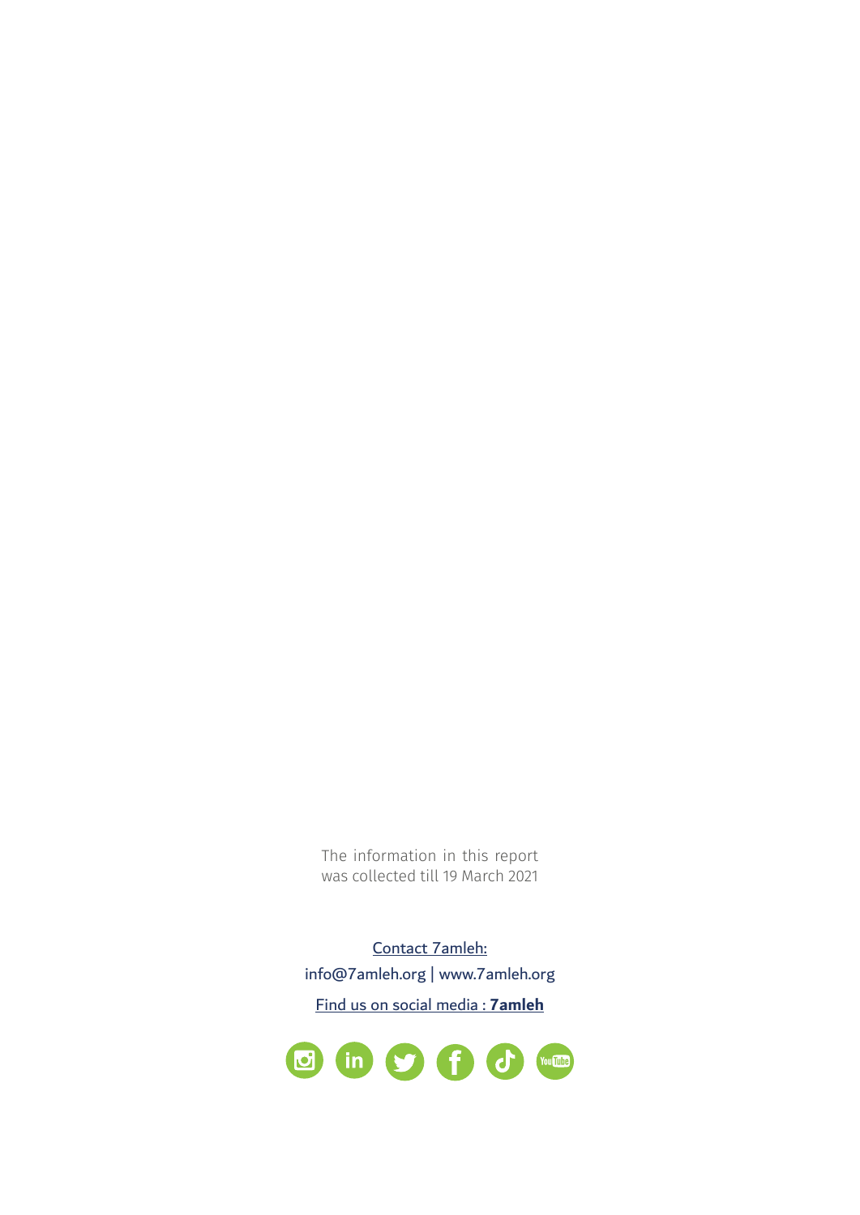The information in this report
was collected till 19 March 2021

Contact 7amleh:
info@7amleh.org | www.7amleh.org

Find us on social media : **7amleh**